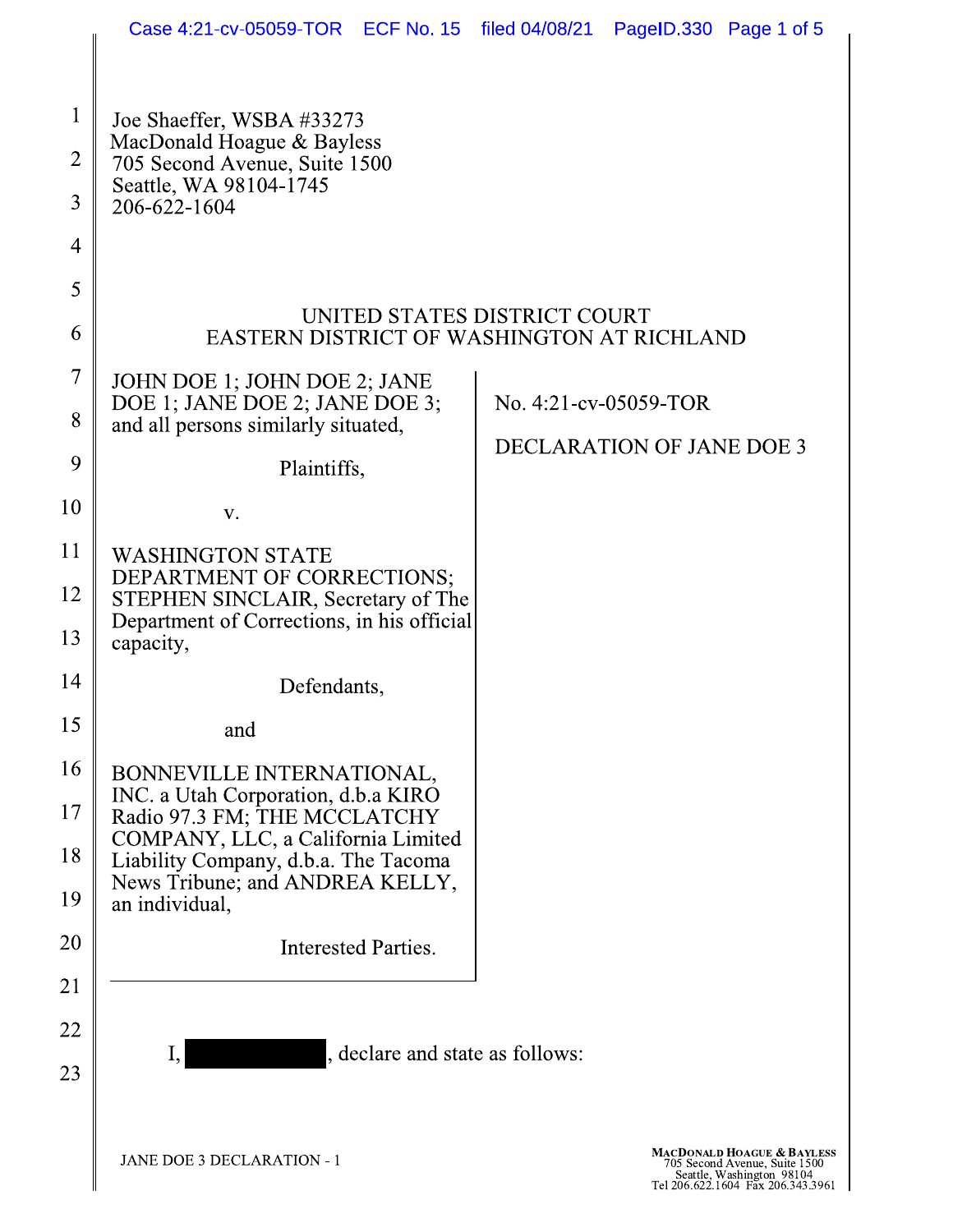Joe Shaeffer, WSBA #33273
MacDonald Hoague & Bayless
705 Second Avenue, Suite 1500
Seattle, WA 98104-1745
206-622-1604

UNITED STATES DISTRICT COURT
EASTERN DISTRICT OF WASHINGTON AT RICHLAND

JOHN DOE 1; JOHN DOE 2; JANE DOE 1; JANE DOE 2; JANE DOE 3; and all persons similarly situated,

Plaintiffs,

v.

WASHINGTON STATE DEPARTMENT OF CORRECTIONS; STEPHEN SINCLAIR, Secretary of The Department of Corrections, in his official capacity,

Defendants,

and

BONNEVILLE INTERNATIONAL, INC. a Utah Corporation, d.b.a KIRO Radio 97.3 FM; THE MCCLATCHY COMPANY, LLC, a California Limited Liability Company, d.b.a. The Tacoma News Tribune; and ANDREA KELLY, an individual,

Interested Parties.

No. 4:21-cv-05059-TOR

DECLARATION OF JANE DOE 3

I, [REDACTED], declare and state as follows: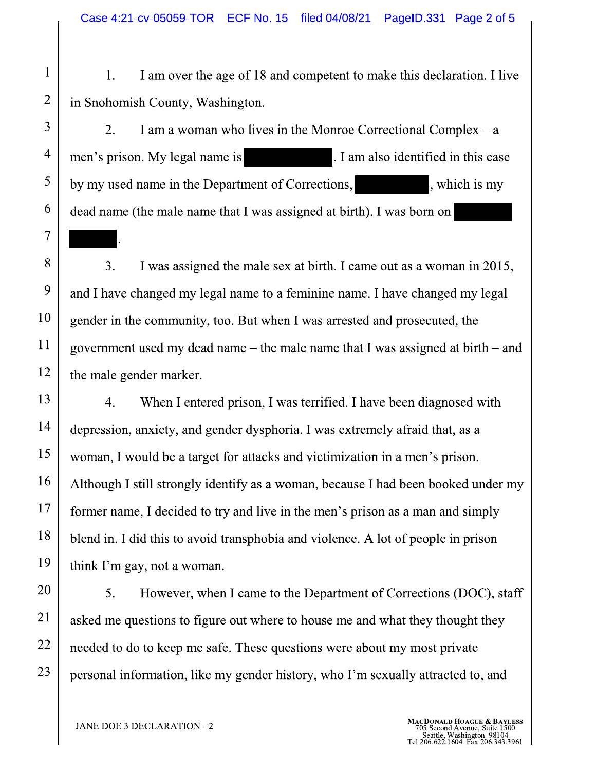1. I am over the age of 18 and competent to make this declaration. I live in Snohomish County, Washington.

2. I am a woman who lives in the Monroe Correctional Complex – a men's prison. My legal name is [REDACTED]. I am also identified in this case by my used name in the Department of Corrections, [REDACTED], which is my dead name (the male name that I was assigned at birth). I was born on [REDACTED] [REDACTED].

3. I was assigned the male sex at birth. I came out as a woman in 2015, and I have changed my legal name to a feminine name. I have changed my legal gender in the community, too. But when I was arrested and prosecuted, the government used my dead name – the male name that I was assigned at birth – and the male gender marker.

4. When I entered prison, I was terrified. I have been diagnosed with depression, anxiety, and gender dysphoria. I was extremely afraid that, as a woman, I would be a target for attacks and victimization in a men's prison. Although I still strongly identify as a woman, because I had been booked under my former name, I decided to try and live in the men's prison as a man and simply blend in. I did this to avoid transphobia and violence. A lot of people in prison think I'm gay, not a woman.

5. However, when I came to the Department of Corrections (DOC), staff asked me questions to figure out where to house me and what they thought they needed to do to keep me safe. These questions were about my most private personal information, like my gender history, who I'm sexually attracted to, and

JANE DOE 3 DECLARATION - 2

MACDONALD HOAGUE & BAYLESS
705 Second Avenue, Suite 1500
Seattle, Washington 98104
Tel 206.622.1604 Fax 206.343.3961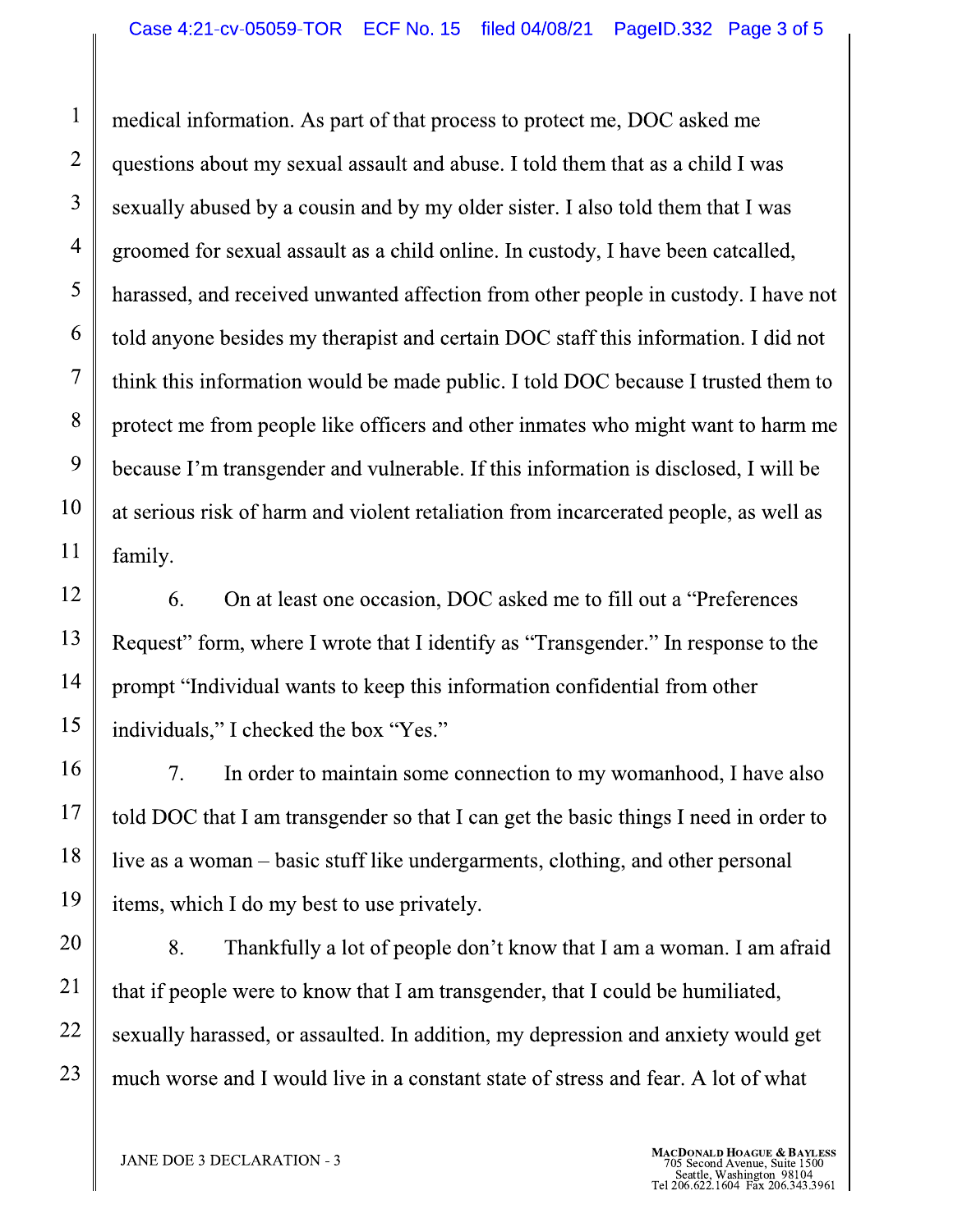medical information. As part of that process to protect me, DOC asked me questions about my sexual assault and abuse. I told them that as a child I was sexually abused by a cousin and by my older sister. I also told them that I was groomed for sexual assault as a child online. In custody, I have been catcalled, harassed, and received unwanted affection from other people in custody. I have not told anyone besides my therapist and certain DOC staff this information. I did not think this information would be made public. I told DOC because I trusted them to protect me from people like officers and other inmates who might want to harm me because I'm transgender and vulnerable. If this information is disclosed, I will be at serious risk of harm and violent retaliation from incarcerated people, as well as family.

6. On at least one occasion, DOC asked me to fill out a "Preferences Request" form, where I wrote that I identify as "Transgender." In response to the prompt "Individual wants to keep this information confidential from other individuals," I checked the box "Yes."

7. In order to maintain some connection to my womanhood, I have also told DOC that I am transgender so that I can get the basic things I need in order to live as a woman – basic stuff like undergarments, clothing, and other personal items, which I do my best to use privately.

8. Thankfully a lot of people don't know that I am a woman. I am afraid that if people were to know that I am transgender, that I could be humiliated, sexually harassed, or assaulted. In addition, my depression and anxiety would get much worse and I would live in a constant state of stress and fear. A lot of what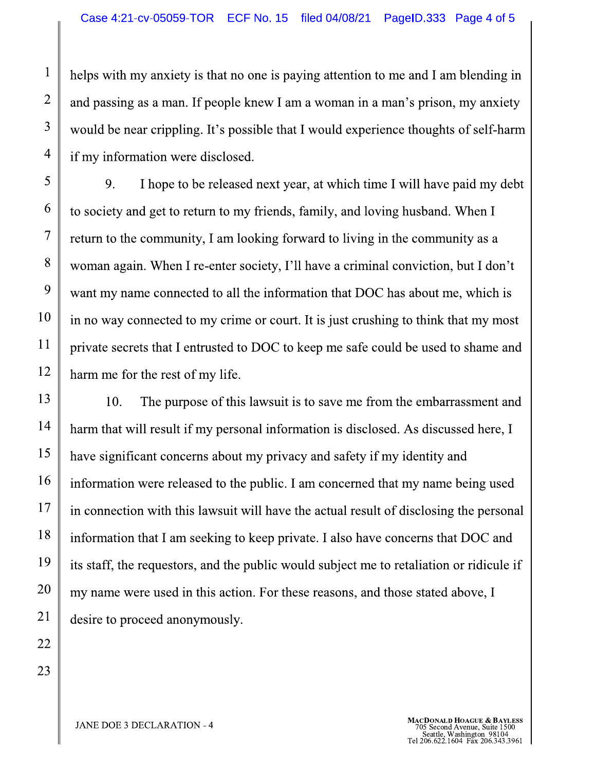helps with my anxiety is that no one is paying attention to me and I am blending in and passing as a man. If people knew I am a woman in a man's prison, my anxiety would be near crippling. It's possible that I would experience thoughts of self-harm if my information were disclosed.

9. I hope to be released next year, at which time I will have paid my debt to society and get to return to my friends, family, and loving husband. When I return to the community, I am looking forward to living in the community as a woman again. When I re-enter society, I'll have a criminal conviction, but I don't want my name connected to all the information that DOC has about me, which is in no way connected to my crime or court. It is just crushing to think that my most private secrets that I entrusted to DOC to keep me safe could be used to shame and harm me for the rest of my life.

10. The purpose of this lawsuit is to save me from the embarrassment and harm that will result if my personal information is disclosed. As discussed here, I have significant concerns about my privacy and safety if my identity and information were released to the public. I am concerned that my name being used in connection with this lawsuit will have the actual result of disclosing the personal information that I am seeking to keep private. I also have concerns that DOC and its staff, the requestors, and the public would subject me to retaliation or ridicule if my name were used in this action. For these reasons, and those stated above, I desire to proceed anonymously.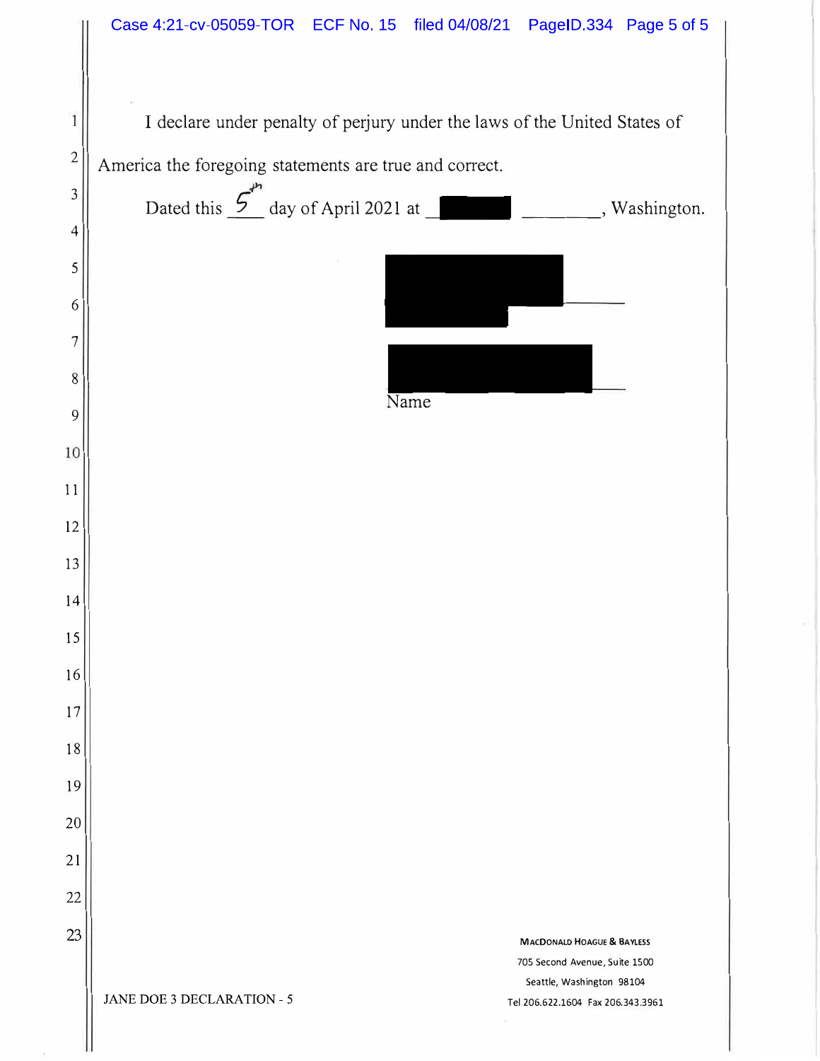I declare under penalty of perjury under the laws of the United States of America the foregoing statements are true and correct.

Dated this 5th day of April 2021 at ________ ________, Washington.

________________________

________________________
Name

MacDonald Hoague & Bayless
705 Second Avenue, Suite 1500
Seattle, Washington 98104
Tel 206.622.1604 Fax 206.343.3961

JANE DOE 3 DECLARATION - 5